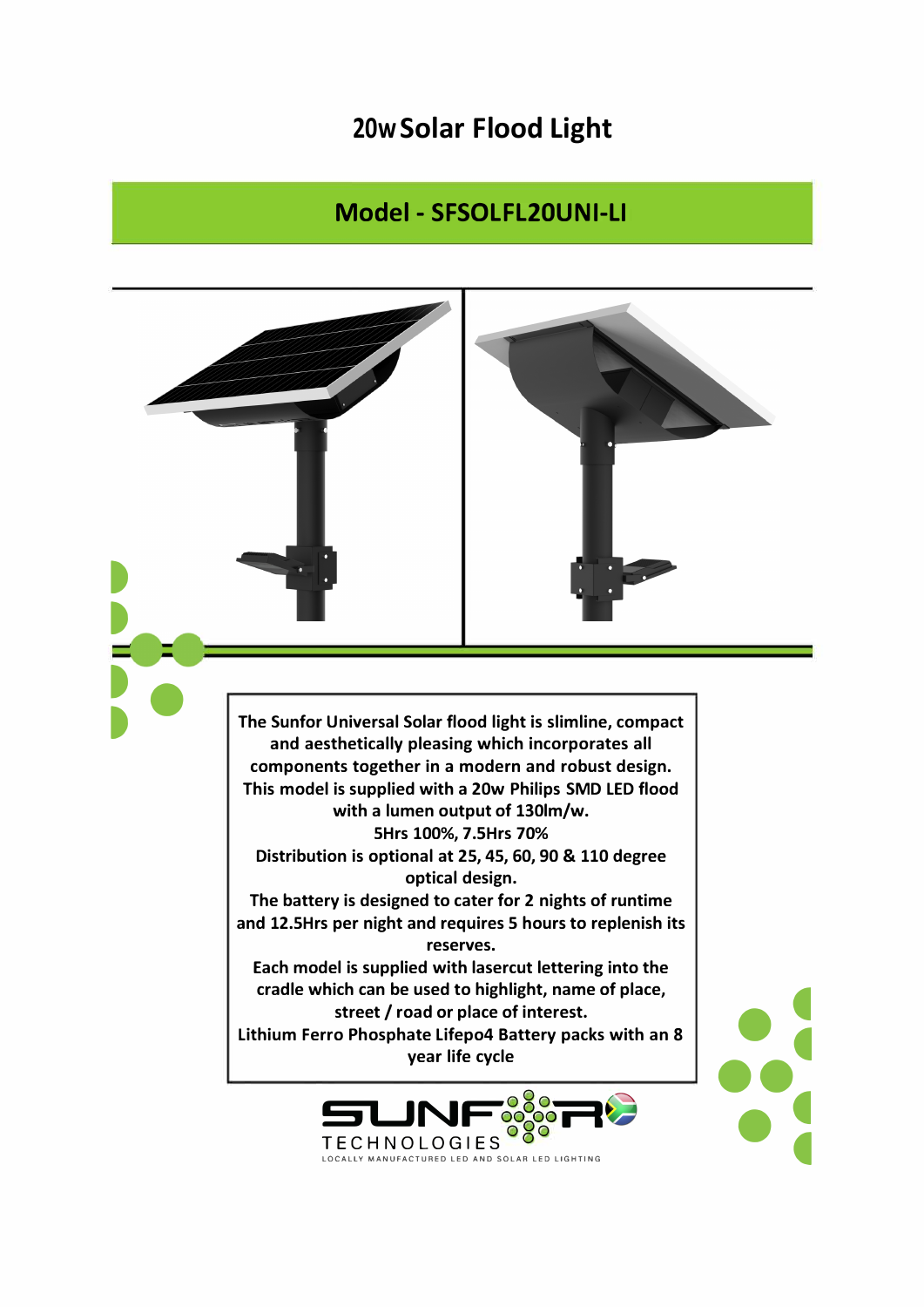# 20w Solar Flood Light

## Model - SFSOLFL20UNI-LI

**The Sunfor Universal Solar flood light is slimline, compact and aesthetically pleasing which incorporates all components together in a modern and robust design.**
**This model is supplied with a 20w Philips SMD LED flood with a lumen output of 130lm/w.**
**5Hrs 100%, 7.5Hrs 70%**
**Distribution is optional at 25, 45, 60, 90 & 110 degree optical design.**
**The battery is designed to cater for 2 nights of runtime and 12.5Hrs per night and requires 5 hours to replenish its reserves.**
**Each model is supplied with lasercut lettering into the cradle which can be used to highlight, name of place, street / road or place of interest.**
**Lithium Ferro Phosphate Lifepo4 Battery packs with an 8 year life cycle**

SUNFOR TECHNOLOGIES
LOCALLY MANUFACTURED LED AND SOLAR LED LIGHTING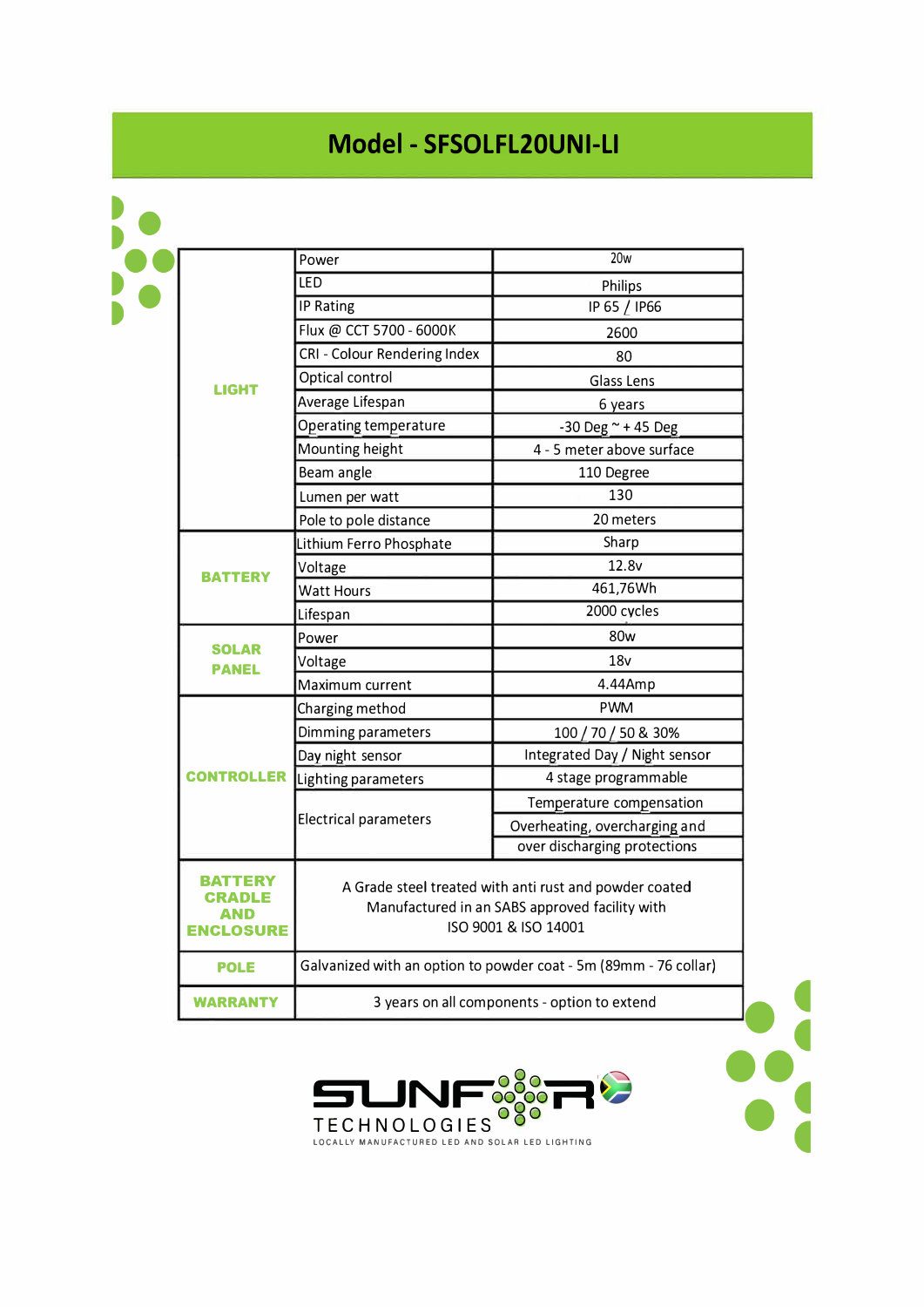# Model - SFSOLFL20UNI-LI

| | | |
|---|---|---|
| LIGHT | Power | 20w |
| | LED | Philips |
| | IP Rating | IP 65 / IP66 |
| | Flux @ CCT 5700 - 6000K | 2600 |
| | CRI - Colour Rendering Index | 80 |
| | Optical control | Glass Lens |
| | Average Lifespan | 6 years |
| | Operating temperature | -30 Deg ~ + 45 Deg |
| | Mounting height | 4 - 5 meter above surface |
| | Beam angle | 110 Degree |
| | Lumen per watt | 130 |
| | Pole to pole distance | 20 meters |
| BATTERY | Lithium Ferro Phosphate | Sharp |
| | Voltage | 12.8v |
| | Watt Hours | 461,76Wh |
| | Lifespan | 2000 cycles |
| SOLAR PANEL | Power | 80w |
| | Voltage | 18v |
| | Maximum current | 4.44Amp |
| CONTROLLER | Charging method | PWM |
| | Dimming parameters | 100 / 70 / 50 & 30% |
| | Day night sensor | Integrated Day / Night sensor |
| | Lighting parameters | 4 stage programmable |
| | Electrical parameters | Temperature compensation |
| | | Overheating, overcharging and over discharging protections |
| BATTERY CRADLE AND ENCLOSURE | A Grade steel treated with anti rust and powder coated Manufactured in an SABS approved facility with ISO 9001 & ISO 14001 | |
| POLE | Galvanized with an option to powder coat - 5m (89mm - 76 collar) | |
| WARRANTY | 3 years on all components - option to extend | |

SUNFOR TECHNOLOGIES

LOCALLY MANUFACTURED LED AND SOLAR LED LIGHTING